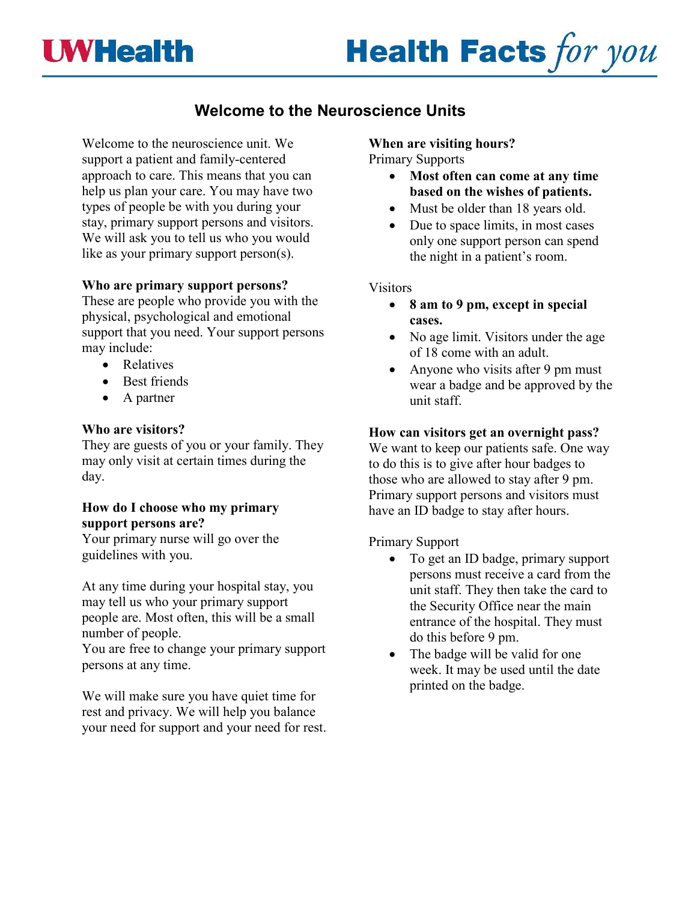# Welcome to the Neuroscience Units

Welcome to the neuroscience unit. We support a patient and family-centered approach to care. This means that you can help us plan your care. You may have two types of people be with you during your stay, primary support persons and visitors. We will ask you to tell us who you would like as your primary support person(s).

**Who are primary support persons?**
These are people who provide you with the physical, psychological and emotional support that you need. Your support persons may include:

- Relatives
- Best friends
- A partner

**Who are visitors?**
They are guests of you or your family. They may only visit at certain times during the day.

**How do I choose who my primary support persons are?**
Your primary nurse will go over the guidelines with you.

At any time during your hospital stay, you may tell us who your primary support people are. Most often, this will be a small number of people.
You are free to change your primary support persons at any time.

We will make sure you have quiet time for rest and privacy. We will help you balance your need for support and your need for rest.

**When are visiting hours?**
Primary Supports

- **Most often can come at any time based on the wishes of patients.**
- Must be older than 18 years old.
- Due to space limits, in most cases only one support person can spend the night in a patient's room.

Visitors

- **8 am to 9 pm, except in special cases.**
- No age limit. Visitors under the age of 18 come with an adult.
- Anyone who visits after 9 pm must wear a badge and be approved by the unit staff.

**How can visitors get an overnight pass?**
We want to keep our patients safe. One way to do this is to give after hour badges to those who are allowed to stay after 9 pm. Primary support persons and visitors must have an ID badge to stay after hours.

Primary Support

- To get an ID badge, primary support persons must receive a card from the unit staff. They then take the card to the Security Office near the main entrance of the hospital. They must do this before 9 pm.
- The badge will be valid for one week. It may be used until the date printed on the badge.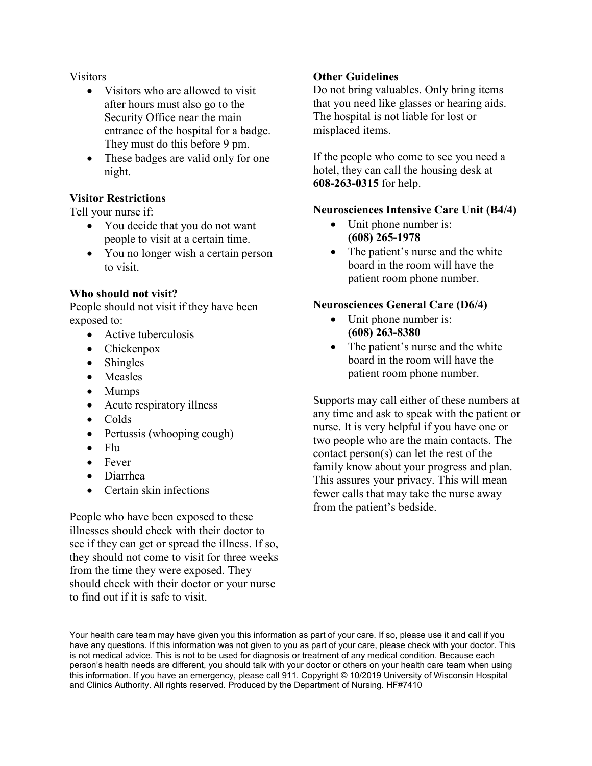Visitors

- Visitors who are allowed to visit after hours must also go to the Security Office near the main entrance of the hospital for a badge. They must do this before 9 pm.
- These badges are valid only for one night.

**Visitor Restrictions**

Tell your nurse if:

- You decide that you do not want people to visit at a certain time.
- You no longer wish a certain person to visit.

**Who should not visit?**

People should not visit if they have been exposed to:

- Active tuberculosis
- Chickenpox
- Shingles
- Measles
- Mumps
- Acute respiratory illness
- Colds
- Pertussis (whooping cough)
- Flu
- Fever
- Diarrhea
- Certain skin infections

People who have been exposed to these illnesses should check with their doctor to see if they can get or spread the illness. If so, they should not come to visit for three weeks from the time they were exposed. They should check with their doctor or your nurse to find out if it is safe to visit.

**Other Guidelines**

Do not bring valuables. Only bring items that you need like glasses or hearing aids. The hospital is not liable for lost or misplaced items.

If the people who come to see you need a hotel, they can call the housing desk at **608-263-0315** for help.

**Neurosciences Intensive Care Unit (B4/4)**

- Unit phone number is: **(608) 265-1978**
- The patient's nurse and the white board in the room will have the patient room phone number.

**Neurosciences General Care (D6/4)**

- Unit phone number is: **(608) 263-8380**
- The patient's nurse and the white board in the room will have the patient room phone number.

Supports may call either of these numbers at any time and ask to speak with the patient or nurse. It is very helpful if you have one or two people who are the main contacts. The contact person(s) can let the rest of the family know about your progress and plan. This assures your privacy. This will mean fewer calls that may take the nurse away from the patient's bedside.

Your health care team may have given you this information as part of your care. If so, please use it and call if you have any questions. If this information was not given to you as part of your care, please check with your doctor. This is not medical advice. This is not to be used for diagnosis or treatment of any medical condition. Because each person's health needs are different, you should talk with your doctor or others on your health care team when using this information. If you have an emergency, please call 911. Copyright © 10/2019 University of Wisconsin Hospital and Clinics Authority. All rights reserved. Produced by the Department of Nursing. HF#7410